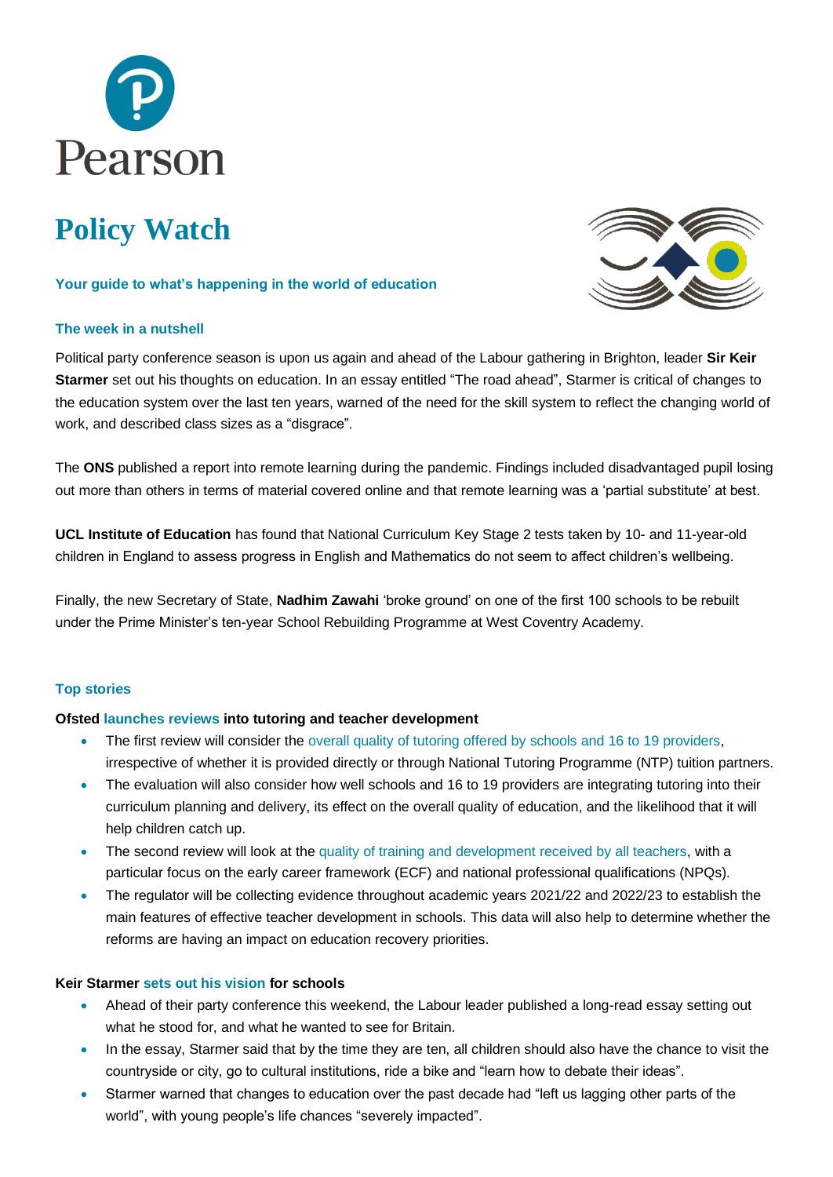Pearson

# Policy Watch

**Your guide to what's happening in the world of education**

### The week in a nutshell

Political party conference season is upon us again and ahead of the Labour gathering in Brighton, leader **Sir Keir Starmer** set out his thoughts on education. In an essay entitled "The road ahead", Starmer is critical of changes to the education system over the last ten years, warned of the need for the skill system to reflect the changing world of work, and described class sizes as a "disgrace".

The **ONS** published a report into remote learning during the pandemic. Findings included disadvantaged pupil losing out more than others in terms of material covered online and that remote learning was a 'partial substitute' at best.

**UCL Institute of Education** has found that National Curriculum Key Stage 2 tests taken by 10- and 11-year-old children in England to assess progress in English and Mathematics do not seem to affect children's wellbeing.

Finally, the new Secretary of State, **Nadhim Zawahi** 'broke ground' on one of the first 100 schools to be rebuilt under the Prime Minister's ten-year School Rebuilding Programme at West Coventry Academy.

### Top stories

**Ofsted launches reviews into tutoring and teacher development**

- The first review will consider the overall quality of tutoring offered by schools and 16 to 19 providers, irrespective of whether it is provided directly or through National Tutoring Programme (NTP) tuition partners.
- The evaluation will also consider how well schools and 16 to 19 providers are integrating tutoring into their curriculum planning and delivery, its effect on the overall quality of education, and the likelihood that it will help children catch up.
- The second review will look at the quality of training and development received by all teachers, with a particular focus on the early career framework (ECF) and national professional qualifications (NPQs).
- The regulator will be collecting evidence throughout academic years 2021/22 and 2022/23 to establish the main features of effective teacher development in schools. This data will also help to determine whether the reforms are having an impact on education recovery priorities.

**Keir Starmer sets out his vision for schools**

- Ahead of their party conference this weekend, the Labour leader published a long-read essay setting out what he stood for, and what he wanted to see for Britain.
- In the essay, Starmer said that by the time they are ten, all children should also have the chance to visit the countryside or city, go to cultural institutions, ride a bike and "learn how to debate their ideas".
- Starmer warned that changes to education over the past decade had "left us lagging other parts of the world", with young people's life chances "severely impacted".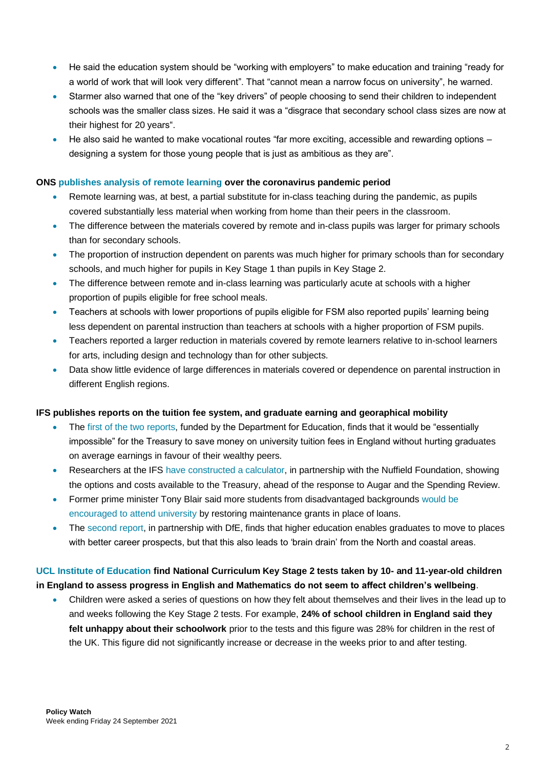- He said the education system should be "working with employers" to make education and training "ready for a world of work that will look very different". That "cannot mean a narrow focus on university", he warned.
- Starmer also warned that one of the "key drivers" of people choosing to send their children to independent schools was the smaller class sizes. He said it was a "disgrace that secondary school class sizes are now at their highest for 20 years".
- He also said he wanted to make vocational routes "far more exciting, accessible and rewarding options – designing a system for those young people that is just as ambitious as they are".

**ONS publishes analysis of remote learning over the coronavirus pandemic period**

- Remote learning was, at best, a partial substitute for in-class teaching during the pandemic, as pupils covered substantially less material when working from home than their peers in the classroom.
- The difference between the materials covered by remote and in-class pupils was larger for primary schools than for secondary schools.
- The proportion of instruction dependent on parents was much higher for primary schools than for secondary schools, and much higher for pupils in Key Stage 1 than pupils in Key Stage 2.
- The difference between remote and in-class learning was particularly acute at schools with a higher proportion of pupils eligible for free school meals.
- Teachers at schools with lower proportions of pupils eligible for FSM also reported pupils' learning being less dependent on parental instruction than teachers at schools with a higher proportion of FSM pupils.
- Teachers reported a larger reduction in materials covered by remote learners relative to in-school learners for arts, including design and technology than for other subjects.
- Data show little evidence of large differences in materials covered or dependence on parental instruction in different English regions.

**IFS publishes reports on the tuition fee system, and graduate earning and georaphical mobility**

- The first of the two reports, funded by the Department for Education, finds that it would be "essentially impossible" for the Treasury to save money on university tuition fees in England without hurting graduates on average earnings in favour of their wealthy peers.
- Researchers at the IFS have constructed a calculator, in partnership with the Nuffield Foundation, showing the options and costs available to the Treasury, ahead of the response to Augar and the Spending Review.
- Former prime minister Tony Blair said more students from disadvantaged backgrounds would be encouraged to attend university by restoring maintenance grants in place of loans.
- The second report, in partnership with DfE, finds that higher education enables graduates to move to places with better career prospects, but that this also leads to 'brain drain' from the North and coastal areas.

**UCL Institute of Education find National Curriculum Key Stage 2 tests taken by 10- and 11-year-old children in England to assess progress in English and Mathematics do not seem to affect children's wellbeing**.

- Children were asked a series of questions on how they felt about themselves and their lives in the lead up to and weeks following the Key Stage 2 tests. For example, **24% of school children in England said they felt unhappy about their schoolwork** prior to the tests and this figure was 28% for children in the rest of the UK. This figure did not significantly increase or decrease in the weeks prior to and after testing.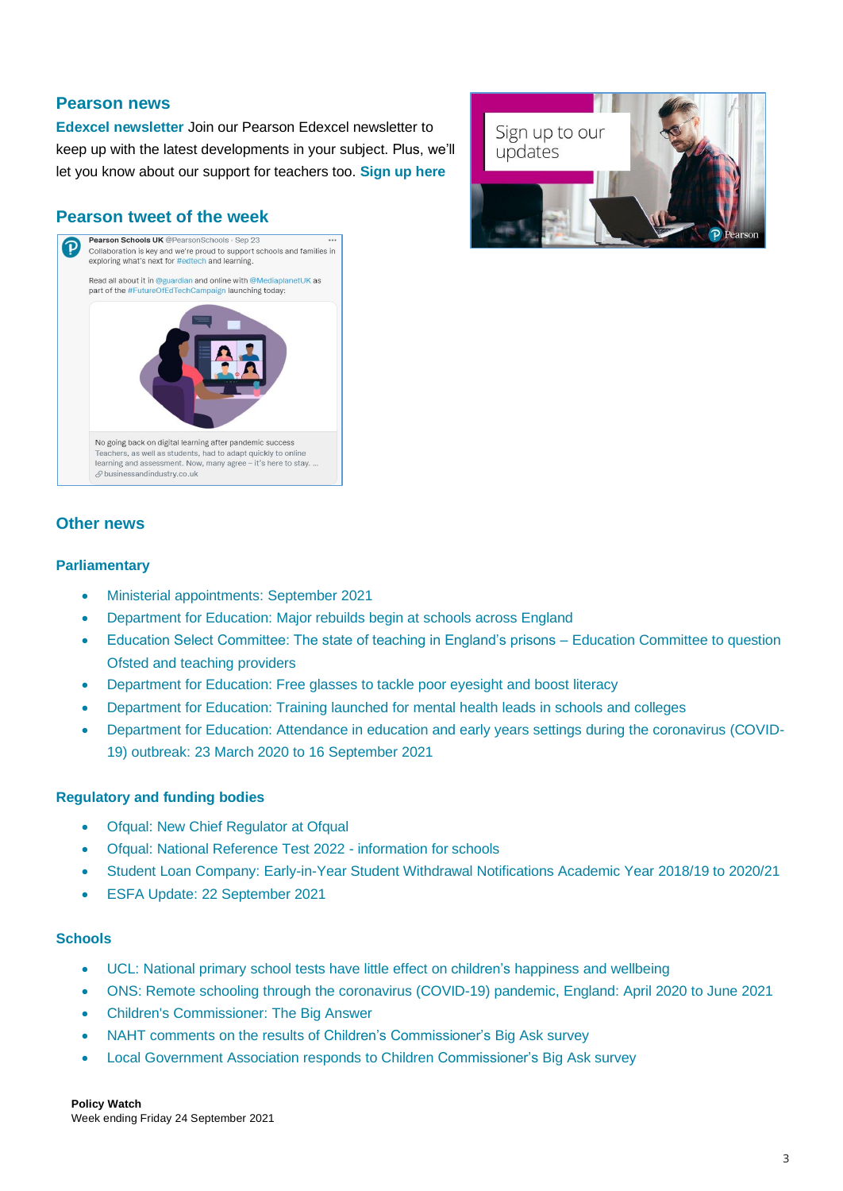## Pearson news

**Edexcel newsletter** Join our Pearson Edexcel newsletter to keep up with the latest developments in your subject. Plus, we'll let you know about our support for teachers too. **Sign up here**

## Pearson tweet of the week

## Other news

### Parliamentary

- Ministerial appointments: September 2021
- Department for Education: Major rebuilds begin at schools across England
- Education Select Committee: The state of teaching in England's prisons – Education Committee to question Ofsted and teaching providers
- Department for Education: Free glasses to tackle poor eyesight and boost literacy
- Department for Education: Training launched for mental health leads in schools and colleges
- Department for Education: Attendance in education and early years settings during the coronavirus (COVID-19) outbreak: 23 March 2020 to 16 September 2021

### Regulatory and funding bodies

- Ofqual: New Chief Regulator at Ofqual
- Ofqual: National Reference Test 2022 - information for schools
- Student Loan Company: Early-in-Year Student Withdrawal Notifications Academic Year 2018/19 to 2020/21
- ESFA Update: 22 September 2021

### Schools

- UCL: National primary school tests have little effect on children's happiness and wellbeing
- ONS: Remote schooling through the coronavirus (COVID-19) pandemic, England: April 2020 to June 2021
- Children's Commissioner: The Big Answer
- NAHT comments on the results of Children's Commissioner's Big Ask survey
- Local Government Association responds to Children Commissioner's Big Ask survey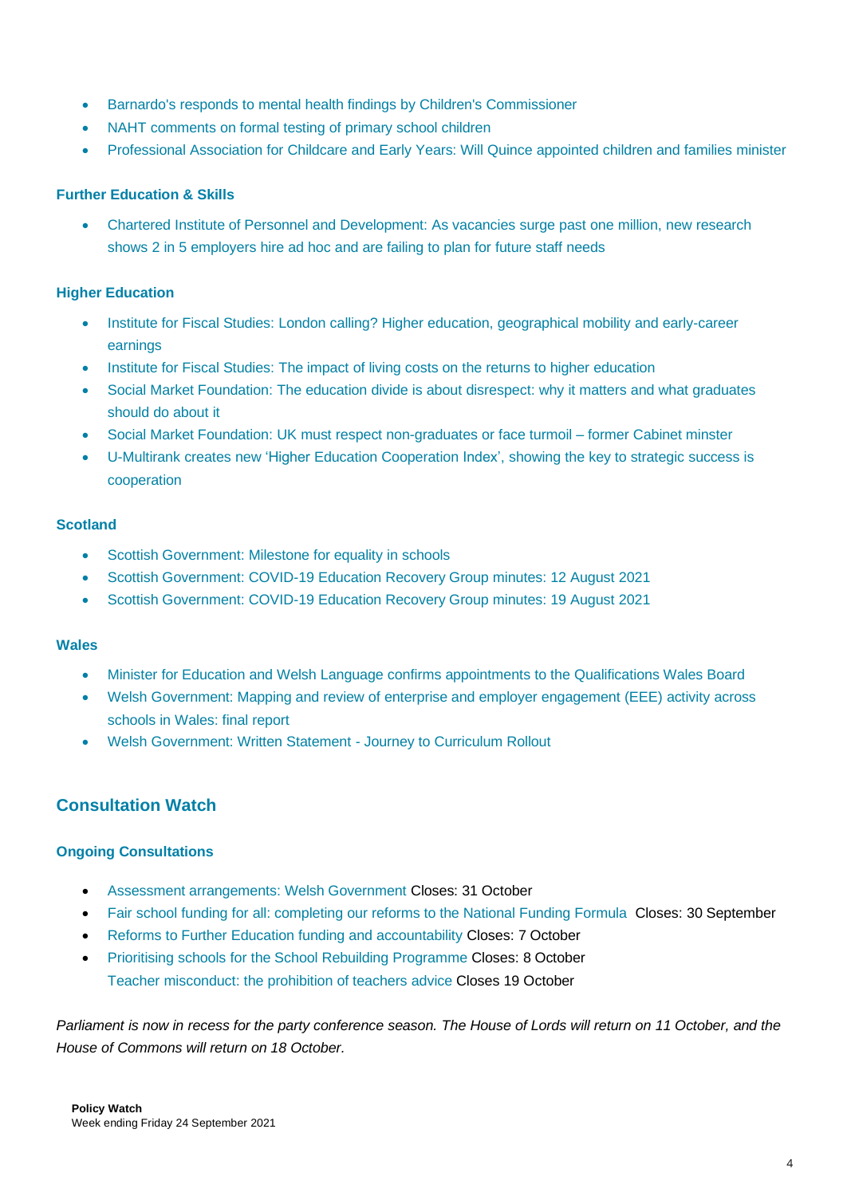- Barnardo's responds to mental health findings by Children's Commissioner
- NAHT comments on formal testing of primary school children
- Professional Association for Childcare and Early Years: Will Quince appointed children and families minister

### Further Education & Skills

- Chartered Institute of Personnel and Development: As vacancies surge past one million, new research shows 2 in 5 employers hire ad hoc and are failing to plan for future staff needs

### Higher Education

- Institute for Fiscal Studies: London calling? Higher education, geographical mobility and early-career earnings
- Institute for Fiscal Studies: The impact of living costs on the returns to higher education
- Social Market Foundation: The education divide is about disrespect: why it matters and what graduates should do about it
- Social Market Foundation: UK must respect non-graduates or face turmoil – former Cabinet minster
- U-Multirank creates new 'Higher Education Cooperation Index', showing the key to strategic success is cooperation

### Scotland

- Scottish Government: Milestone for equality in schools
- Scottish Government: COVID-19 Education Recovery Group minutes: 12 August 2021
- Scottish Government: COVID-19 Education Recovery Group minutes: 19 August 2021

### Wales

- Minister for Education and Welsh Language confirms appointments to the Qualifications Wales Board
- Welsh Government: Mapping and review of enterprise and employer engagement (EEE) activity across schools in Wales: final report
- Welsh Government: Written Statement - Journey to Curriculum Rollout

## Consultation Watch

### Ongoing Consultations

- Assessment arrangements: Welsh Government Closes: 31 October
- Fair school funding for all: completing our reforms to the National Funding Formula Closes: 30 September
- Reforms to Further Education funding and accountability Closes: 7 October
- Prioritising schools for the School Rebuilding Programme Closes: 8 October
  Teacher misconduct: the prohibition of teachers advice Closes 19 October

*Parliament is now in recess for the party conference season. The House of Lords will return on 11 October, and the House of Commons will return on 18 October.*